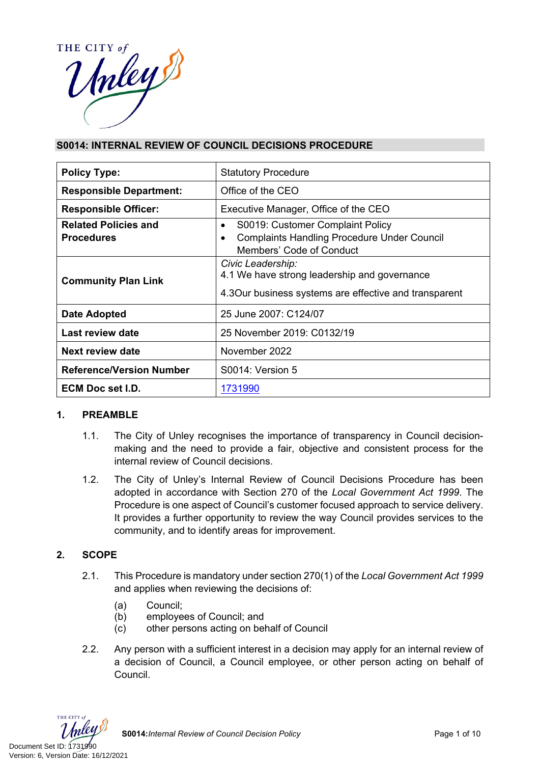## S0014: INTERNAL REVIEW OF COUNCIL DECISIONS PROCEDURE

| | |
|---|---|
| **Policy Type:** | Statutory Procedure |
| **Responsible Department:** | Office of the CEO |
| **Responsible Officer:** | Executive Manager, Office of the CEO |
| **Related Policies and Procedures** | • S0019: Customer Complaint Policy<br>• Complaints Handling Procedure Under Council Members' Code of Conduct |
| **Community Plan Link** | *Civic Leadership:*<br>4.1 We have strong leadership and governance<br>4.3Our business systems are effective and transparent |
| **Date Adopted** | 25 June 2007: C124/07 |
| **Last review date** | 25 November 2019: C0132/19 |
| **Next review date** | November 2022 |
| **Reference/Version Number** | S0014: Version 5 |
| **ECM Doc set I.D.** | 1731990 |

### 1. PREAMBLE

1.1. The City of Unley recognises the importance of transparency in Council decision-making and the need to provide a fair, objective and consistent process for the internal review of Council decisions.

1.2. The City of Unley's Internal Review of Council Decisions Procedure has been adopted in accordance with Section 270 of the *Local Government Act 1999*. The Procedure is one aspect of Council's customer focused approach to service delivery. It provides a further opportunity to review the way Council provides services to the community, and to identify areas for improvement.

### 2. SCOPE

2.1. This Procedure is mandatory under section 270(1) of the *Local Government Act 1999* and applies when reviewing the decisions of:

(a) Council;
(b) employees of Council; and
(c) other persons acting on behalf of Council

2.2. Any person with a sufficient interest in a decision may apply for an internal review of a decision of Council, a Council employee, or other person acting on behalf of Council.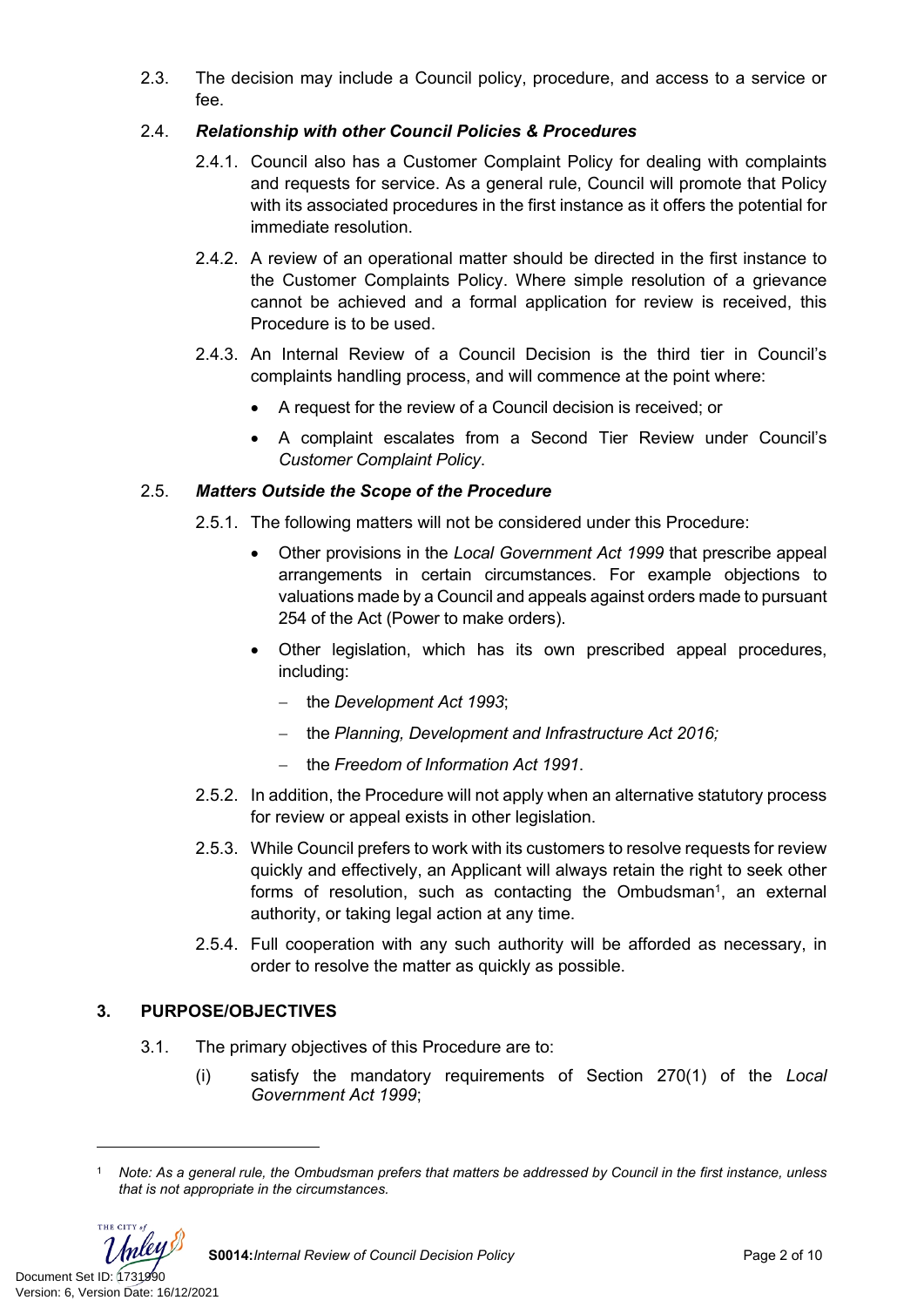2.3. The decision may include a Council policy, procedure, and access to a service or fee.

2.4. ***Relationship with other Council Policies & Procedures***

2.4.1. Council also has a Customer Complaint Policy for dealing with complaints and requests for service. As a general rule, Council will promote that Policy with its associated procedures in the first instance as it offers the potential for immediate resolution.

2.4.2. A review of an operational matter should be directed in the first instance to the Customer Complaints Policy. Where simple resolution of a grievance cannot be achieved and a formal application for review is received, this Procedure is to be used.

2.4.3. An Internal Review of a Council Decision is the third tier in Council's complaints handling process, and will commence at the point where:

- A request for the review of a Council decision is received; or
- A complaint escalates from a Second Tier Review under Council's *Customer Complaint Policy*.

2.5. ***Matters Outside the Scope of the Procedure***

2.5.1. The following matters will not be considered under this Procedure:

- Other provisions in the *Local Government Act 1999* that prescribe appeal arrangements in certain circumstances. For example objections to valuations made by a Council and appeals against orders made to pursuant 254 of the Act (Power to make orders).
- Other legislation, which has its own prescribed appeal procedures, including:
  - the *Development Act 1993*;
  - the *Planning, Development and Infrastructure Act 2016;*
  - the *Freedom of Information Act 1991*.

2.5.2. In addition, the Procedure will not apply when an alternative statutory process for review or appeal exists in other legislation.

2.5.3. While Council prefers to work with its customers to resolve requests for review quickly and effectively, an Applicant will always retain the right to seek other forms of resolution, such as contacting the Ombudsman[1], an external authority, or taking legal action at any time.

2.5.4. Full cooperation with any such authority will be afforded as necessary, in order to resolve the matter as quickly as possible.

## 3. PURPOSE/OBJECTIVES

3.1. The primary objectives of this Procedure are to:

(i) satisfy the mandatory requirements of Section 270(1) of the *Local Government Act 1999*;

---

[1] *Note: As a general rule, the Ombudsman prefers that matters be addressed by Council in the first instance, unless that is not appropriate in the circumstances.*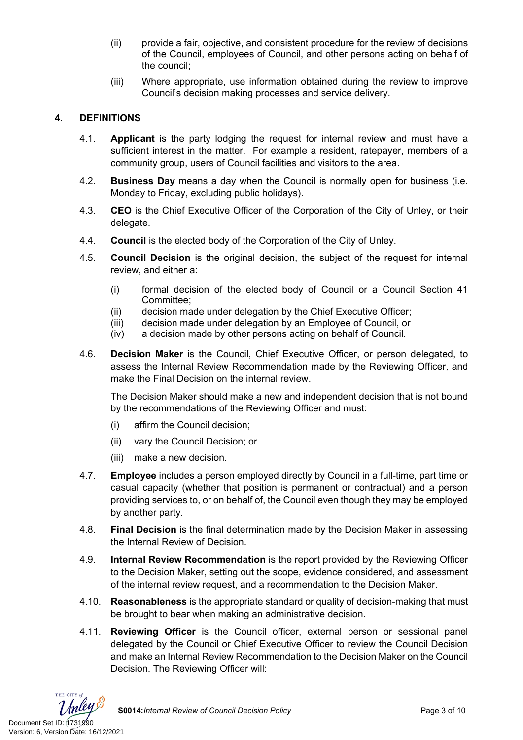(ii) provide a fair, objective, and consistent procedure for the review of decisions of the Council, employees of Council, and other persons acting on behalf of the council;

(iii) Where appropriate, use information obtained during the review to improve Council's decision making processes and service delivery.

## 4. DEFINITIONS

4.1. **Applicant** is the party lodging the request for internal review and must have a sufficient interest in the matter. For example a resident, ratepayer, members of a community group, users of Council facilities and visitors to the area.

4.2. **Business Day** means a day when the Council is normally open for business (i.e. Monday to Friday, excluding public holidays).

4.3. **CEO** is the Chief Executive Officer of the Corporation of the City of Unley, or their delegate.

4.4. **Council** is the elected body of the Corporation of the City of Unley.

4.5. **Council Decision** is the original decision, the subject of the request for internal review, and either a:

(i) formal decision of the elected body of Council or a Council Section 41 Committee;
(ii) decision made under delegation by the Chief Executive Officer;
(iii) decision made under delegation by an Employee of Council, or
(iv) a decision made by other persons acting on behalf of Council.

4.6. **Decision Maker** is the Council, Chief Executive Officer, or person delegated, to assess the Internal Review Recommendation made by the Reviewing Officer, and make the Final Decision on the internal review.

The Decision Maker should make a new and independent decision that is not bound by the recommendations of the Reviewing Officer and must:

(i) affirm the Council decision;

(ii) vary the Council Decision; or

(iii) make a new decision.

4.7. **Employee** includes a person employed directly by Council in a full-time, part time or casual capacity (whether that position is permanent or contractual) and a person providing services to, or on behalf of, the Council even though they may be employed by another party.

4.8. **Final Decision** is the final determination made by the Decision Maker in assessing the Internal Review of Decision.

4.9. **Internal Review Recommendation** is the report provided by the Reviewing Officer to the Decision Maker, setting out the scope, evidence considered, and assessment of the internal review request, and a recommendation to the Decision Maker.

4.10. **Reasonableness** is the appropriate standard or quality of decision-making that must be brought to bear when making an administrative decision.

4.11. **Reviewing Officer** is the Council officer, external person or sessional panel delegated by the Council or Chief Executive Officer to review the Council Decision and make an Internal Review Recommendation to the Decision Maker on the Council Decision. The Reviewing Officer will: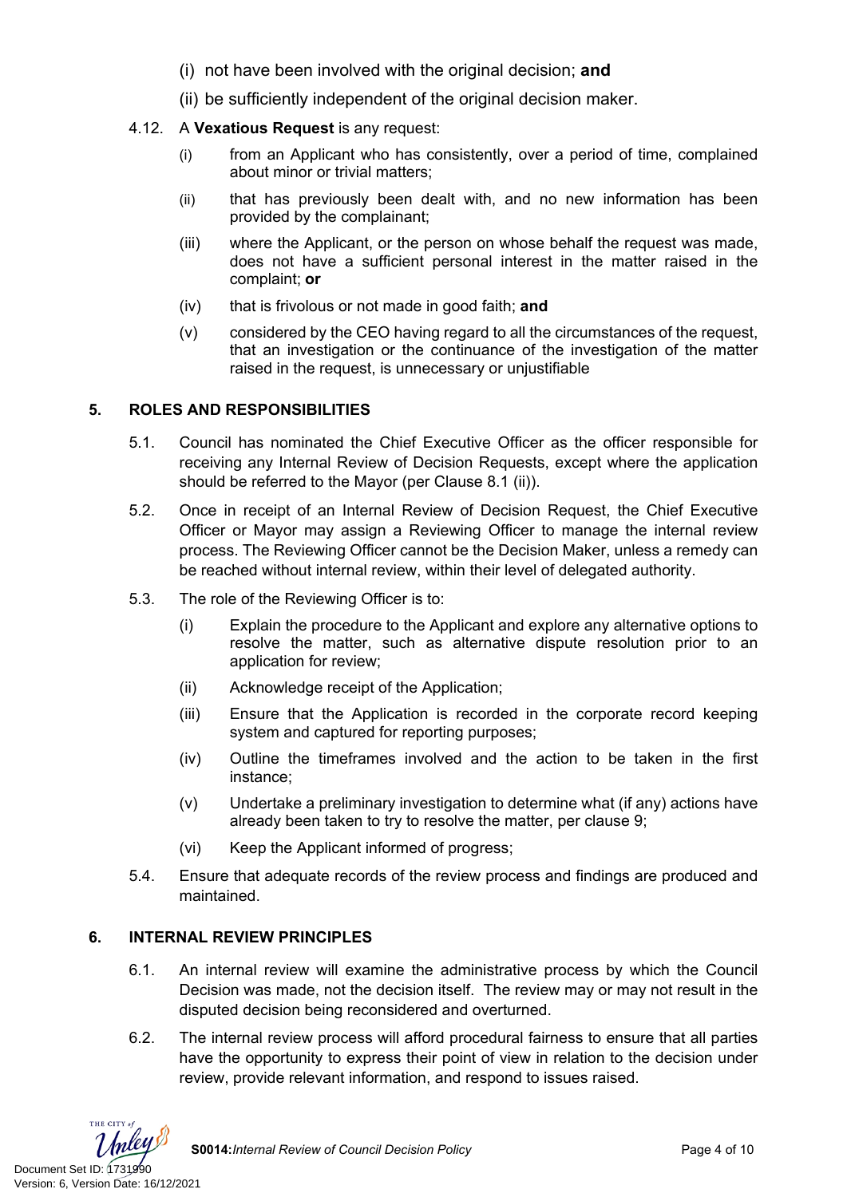(i) not have been involved with the original decision; **and**

(ii) be sufficiently independent of the original decision maker.

4.12. A **Vexatious Request** is any request:

(i) from an Applicant who has consistently, over a period of time, complained about minor or trivial matters;

(ii) that has previously been dealt with, and no new information has been provided by the complainant;

(iii) where the Applicant, or the person on whose behalf the request was made, does not have a sufficient personal interest in the matter raised in the complaint; **or**

(iv) that is frivolous or not made in good faith; **and**

(v) considered by the CEO having regard to all the circumstances of the request, that an investigation or the continuance of the investigation of the matter raised in the request, is unnecessary or unjustifiable

## 5. ROLES AND RESPONSIBILITIES

5.1. Council has nominated the Chief Executive Officer as the officer responsible for receiving any Internal Review of Decision Requests, except where the application should be referred to the Mayor (per Clause 8.1 (ii)).

5.2. Once in receipt of an Internal Review of Decision Request, the Chief Executive Officer or Mayor may assign a Reviewing Officer to manage the internal review process. The Reviewing Officer cannot be the Decision Maker, unless a remedy can be reached without internal review, within their level of delegated authority.

5.3. The role of the Reviewing Officer is to:

(i) Explain the procedure to the Applicant and explore any alternative options to resolve the matter, such as alternative dispute resolution prior to an application for review;

(ii) Acknowledge receipt of the Application;

(iii) Ensure that the Application is recorded in the corporate record keeping system and captured for reporting purposes;

(iv) Outline the timeframes involved and the action to be taken in the first instance;

(v) Undertake a preliminary investigation to determine what (if any) actions have already been taken to try to resolve the matter, per clause 9;

(vi) Keep the Applicant informed of progress;

5.4. Ensure that adequate records of the review process and findings are produced and maintained.

## 6. INTERNAL REVIEW PRINCIPLES

6.1. An internal review will examine the administrative process by which the Council Decision was made, not the decision itself. The review may or may not result in the disputed decision being reconsidered and overturned.

6.2. The internal review process will afford procedural fairness to ensure that all parties have the opportunity to express their point of view in relation to the decision under review, provide relevant information, and respond to issues raised.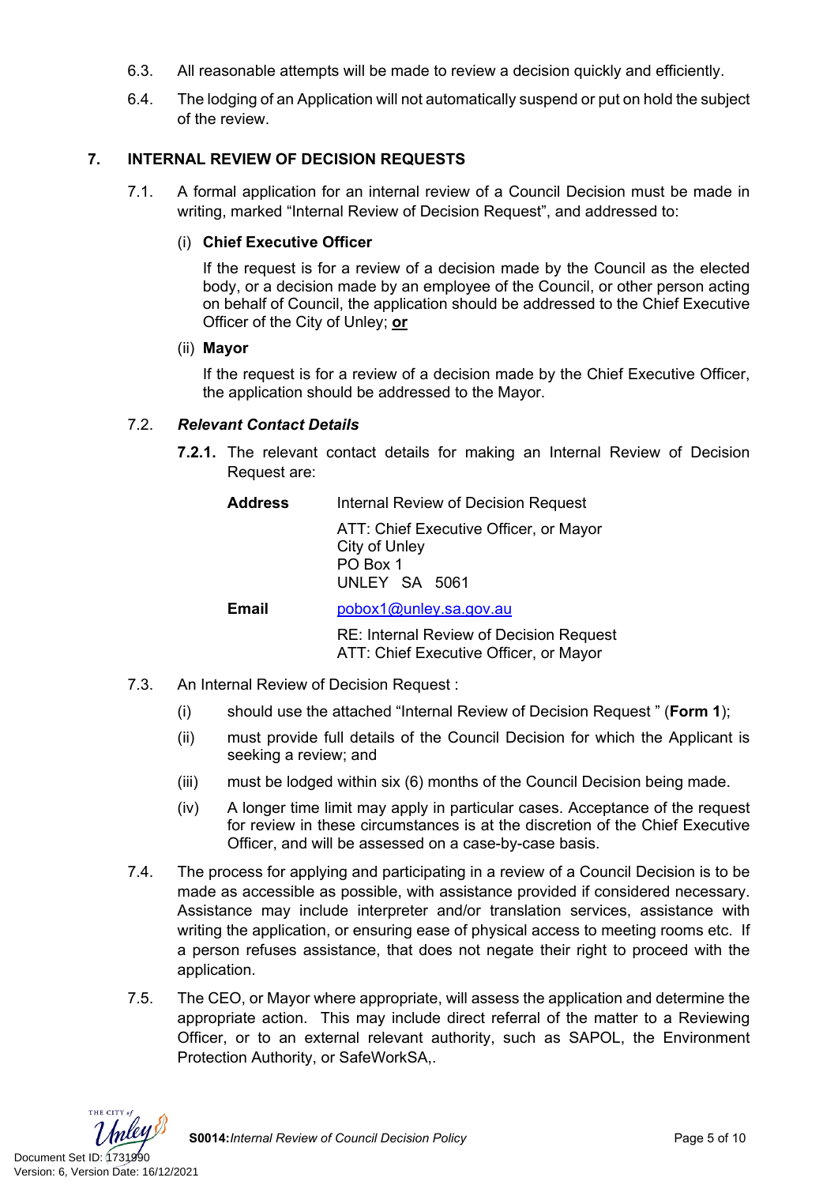6.3. All reasonable attempts will be made to review a decision quickly and efficiently.

6.4. The lodging of an Application will not automatically suspend or put on hold the subject of the review.

## 7. INTERNAL REVIEW OF DECISION REQUESTS

7.1. A formal application for an internal review of a Council Decision must be made in writing, marked “Internal Review of Decision Request”, and addressed to:

(i) **Chief Executive Officer**

If the request is for a review of a decision made by the Council as the elected body, or a decision made by an employee of the Council, or other person acting on behalf of Council, the application should be addressed to the Chief Executive Officer of the City of Unley; **or**

(ii) **Mayor**

If the request is for a review of a decision made by the Chief Executive Officer, the application should be addressed to the Mayor.

7.2. ***Relevant Contact Details***

**7.2.1.** The relevant contact details for making an Internal Review of Decision Request are:

| | |
|---|---|
| **Address** | Internal Review of Decision Request<br>ATT: Chief Executive Officer, or Mayor<br>City of Unley<br>PO Box 1<br>UNLEY SA 5061 |
| **Email** | pobox1@unley.sa.gov.au<br>RE: Internal Review of Decision Request<br>ATT: Chief Executive Officer, or Mayor |

7.3. An Internal Review of Decision Request :

(i) should use the attached “Internal Review of Decision Request ” (**Form 1**);

(ii) must provide full details of the Council Decision for which the Applicant is seeking a review; and

(iii) must be lodged within six (6) months of the Council Decision being made.

(iv) A longer time limit may apply in particular cases. Acceptance of the request for review in these circumstances is at the discretion of the Chief Executive Officer, and will be assessed on a case-by-case basis.

7.4. The process for applying and participating in a review of a Council Decision is to be made as accessible as possible, with assistance provided if considered necessary. Assistance may include interpreter and/or translation services, assistance with writing the application, or ensuring ease of physical access to meeting rooms etc. If a person refuses assistance, that does not negate their right to proceed with the application.

7.5. The CEO, or Mayor where appropriate, will assess the application and determine the appropriate action. This may include direct referral of the matter to a Reviewing Officer, or to an external relevant authority, such as SAPOL, the Environment Protection Authority, or SafeWorkSA,.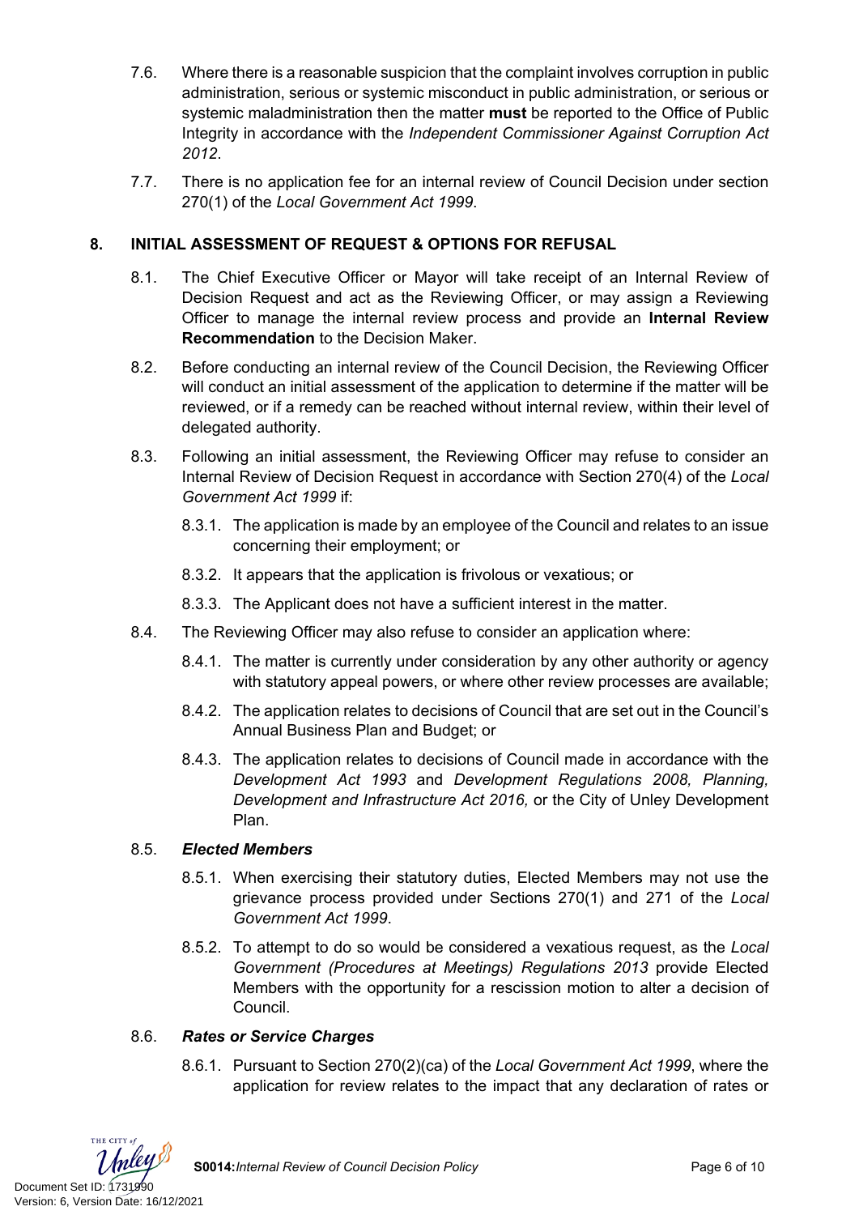7.6. Where there is a reasonable suspicion that the complaint involves corruption in public administration, serious or systemic misconduct in public administration, or serious or systemic maladministration then the matter **must** be reported to the Office of Public Integrity in accordance with the *Independent Commissioner Against Corruption Act 2012*.

7.7. There is no application fee for an internal review of Council Decision under section 270(1) of the *Local Government Act 1999*.

## 8. INITIAL ASSESSMENT OF REQUEST & OPTIONS FOR REFUSAL

8.1. The Chief Executive Officer or Mayor will take receipt of an Internal Review of Decision Request and act as the Reviewing Officer, or may assign a Reviewing Officer to manage the internal review process and provide an **Internal Review Recommendation** to the Decision Maker.

8.2. Before conducting an internal review of the Council Decision, the Reviewing Officer will conduct an initial assessment of the application to determine if the matter will be reviewed, or if a remedy can be reached without internal review, within their level of delegated authority.

8.3. Following an initial assessment, the Reviewing Officer may refuse to consider an Internal Review of Decision Request in accordance with Section 270(4) of the *Local Government Act 1999* if:

8.3.1. The application is made by an employee of the Council and relates to an issue concerning their employment; or

8.3.2. It appears that the application is frivolous or vexatious; or

8.3.3. The Applicant does not have a sufficient interest in the matter.

8.4. The Reviewing Officer may also refuse to consider an application where:

8.4.1. The matter is currently under consideration by any other authority or agency with statutory appeal powers, or where other review processes are available;

8.4.2. The application relates to decisions of Council that are set out in the Council's Annual Business Plan and Budget; or

8.4.3. The application relates to decisions of Council made in accordance with the *Development Act 1993* and *Development Regulations 2008, Planning, Development and Infrastructure Act 2016,* or the City of Unley Development Plan.

8.5. ***Elected Members***

8.5.1. When exercising their statutory duties, Elected Members may not use the grievance process provided under Sections 270(1) and 271 of the *Local Government Act 1999*.

8.5.2. To attempt to do so would be considered a vexatious request, as the *Local Government (Procedures at Meetings) Regulations 2013* provide Elected Members with the opportunity for a rescission motion to alter a decision of Council.

8.6. ***Rates or Service Charges***

8.6.1. Pursuant to Section 270(2)(ca) of the *Local Government Act 1999*, where the application for review relates to the impact that any declaration of rates or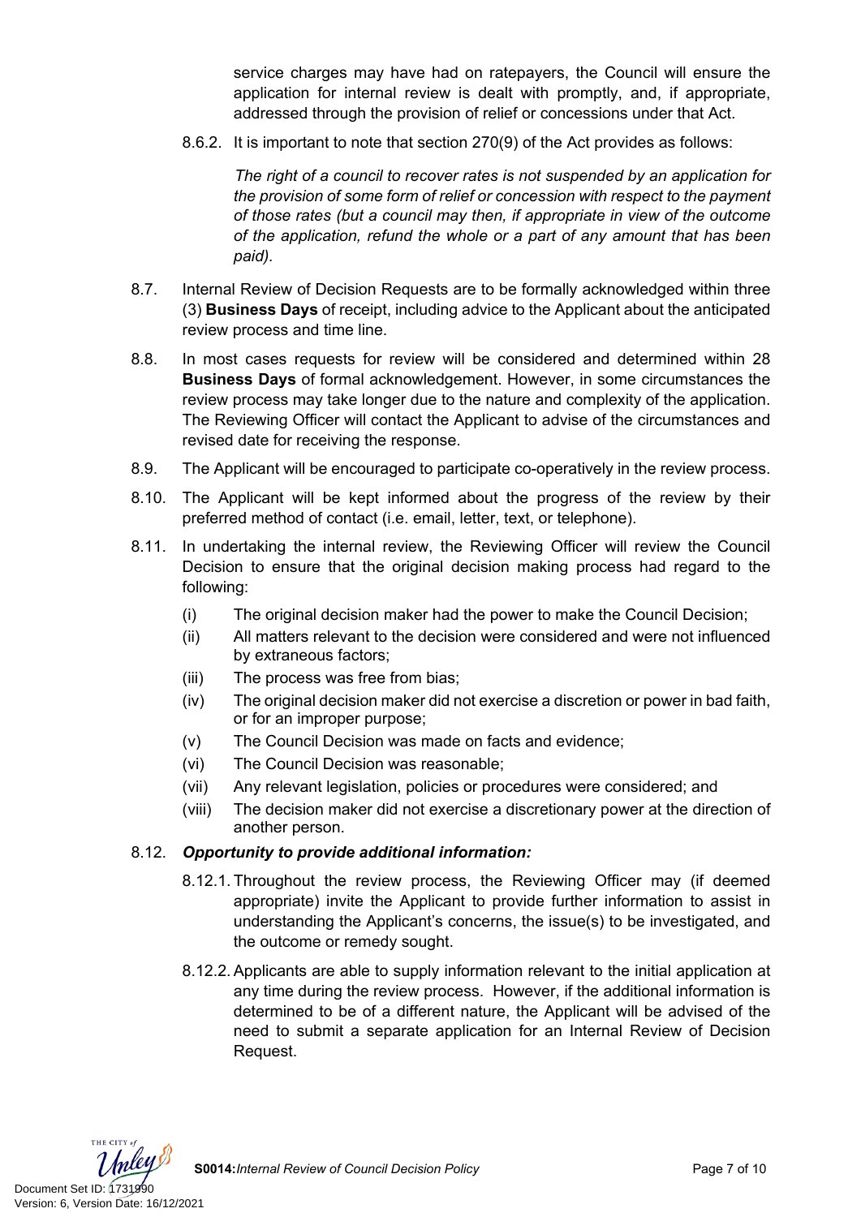service charges may have had on ratepayers, the Council will ensure the application for internal review is dealt with promptly, and, if appropriate, addressed through the provision of relief or concessions under that Act.

8.6.2. It is important to note that section 270(9) of the Act provides as follows:

*The right of a council to recover rates is not suspended by an application for the provision of some form of relief or concession with respect to the payment of those rates (but a council may then, if appropriate in view of the outcome of the application, refund the whole or a part of any amount that has been paid).*

8.7. Internal Review of Decision Requests are to be formally acknowledged within three (3) **Business Days** of receipt, including advice to the Applicant about the anticipated review process and time line.

8.8. In most cases requests for review will be considered and determined within 28 **Business Days** of formal acknowledgement. However, in some circumstances the review process may take longer due to the nature and complexity of the application. The Reviewing Officer will contact the Applicant to advise of the circumstances and revised date for receiving the response.

8.9. The Applicant will be encouraged to participate co-operatively in the review process.

8.10. The Applicant will be kept informed about the progress of the review by their preferred method of contact (i.e. email, letter, text, or telephone).

8.11. In undertaking the internal review, the Reviewing Officer will review the Council Decision to ensure that the original decision making process had regard to the following:

(i) The original decision maker had the power to make the Council Decision;

(ii) All matters relevant to the decision were considered and were not influenced by extraneous factors;

(iii) The process was free from bias;

(iv) The original decision maker did not exercise a discretion or power in bad faith, or for an improper purpose;

(v) The Council Decision was made on facts and evidence;

(vi) The Council Decision was reasonable;

(vii) Any relevant legislation, policies or procedures were considered; and

(viii) The decision maker did not exercise a discretionary power at the direction of another person.

8.12. ***Opportunity to provide additional information:***

8.12.1. Throughout the review process, the Reviewing Officer may (if deemed appropriate) invite the Applicant to provide further information to assist in understanding the Applicant's concerns, the issue(s) to be investigated, and the outcome or remedy sought.

8.12.2. Applicants are able to supply information relevant to the initial application at any time during the review process. However, if the additional information is determined to be of a different nature, the Applicant will be advised of the need to submit a separate application for an Internal Review of Decision Request.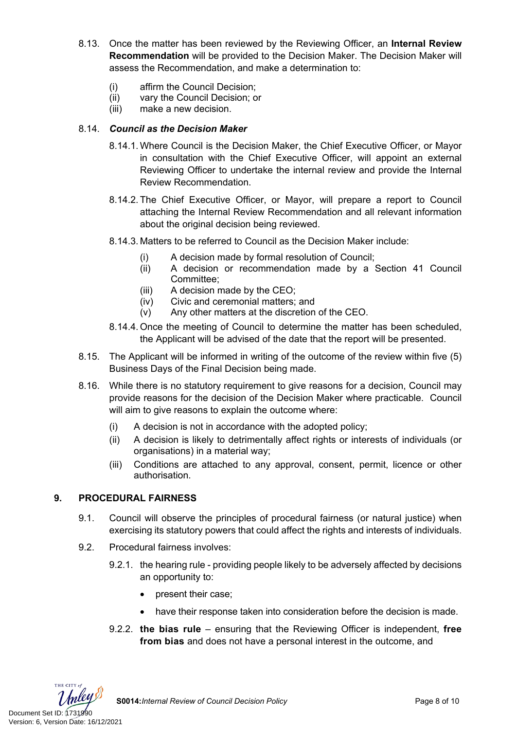8.13. Once the matter has been reviewed by the Reviewing Officer, an **Internal Review Recommendation** will be provided to the Decision Maker. The Decision Maker will assess the Recommendation, and make a determination to:

(i) affirm the Council Decision;
(ii) vary the Council Decision; or
(iii) make a new decision.

8.14. ***Council as the Decision Maker***

8.14.1. Where Council is the Decision Maker, the Chief Executive Officer, or Mayor in consultation with the Chief Executive Officer, will appoint an external Reviewing Officer to undertake the internal review and provide the Internal Review Recommendation.

8.14.2. The Chief Executive Officer, or Mayor, will prepare a report to Council attaching the Internal Review Recommendation and all relevant information about the original decision being reviewed.

8.14.3. Matters to be referred to Council as the Decision Maker include:

(i) A decision made by formal resolution of Council;
(ii) A decision or recommendation made by a Section 41 Council Committee;
(iii) A decision made by the CEO;
(iv) Civic and ceremonial matters; and
(v) Any other matters at the discretion of the CEO.

8.14.4. Once the meeting of Council to determine the matter has been scheduled, the Applicant will be advised of the date that the report will be presented.

8.15. The Applicant will be informed in writing of the outcome of the review within five (5) Business Days of the Final Decision being made.

8.16. While there is no statutory requirement to give reasons for a decision, Council may provide reasons for the decision of the Decision Maker where practicable. Council will aim to give reasons to explain the outcome where:

(i) A decision is not in accordance with the adopted policy;
(ii) A decision is likely to detrimentally affect rights or interests of individuals (or organisations) in a material way;
(iii) Conditions are attached to any approval, consent, permit, licence or other authorisation.

## 9. PROCEDURAL FAIRNESS

9.1. Council will observe the principles of procedural fairness (or natural justice) when exercising its statutory powers that could affect the rights and interests of individuals.

9.2. Procedural fairness involves:

9.2.1. the hearing rule - providing people likely to be adversely affected by decisions an opportunity to:

- present their case;
- have their response taken into consideration before the decision is made.

9.2.2. **the bias rule** – ensuring that the Reviewing Officer is independent, **free from bias** and does not have a personal interest in the outcome, and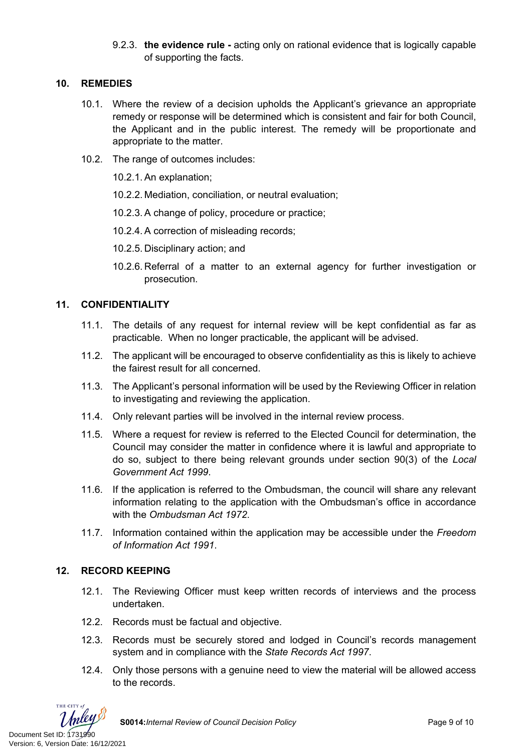9.2.3. **the evidence rule -** acting only on rational evidence that is logically capable of supporting the facts.

## 10. REMEDIES

10.1. Where the review of a decision upholds the Applicant's grievance an appropriate remedy or response will be determined which is consistent and fair for both Council, the Applicant and in the public interest. The remedy will be proportionate and appropriate to the matter.

10.2. The range of outcomes includes:

10.2.1. An explanation;

10.2.2. Mediation, conciliation, or neutral evaluation;

10.2.3. A change of policy, procedure or practice;

10.2.4. A correction of misleading records;

10.2.5. Disciplinary action; and

10.2.6. Referral of a matter to an external agency for further investigation or prosecution.

## 11. CONFIDENTIALITY

11.1. The details of any request for internal review will be kept confidential as far as practicable. When no longer practicable, the applicant will be advised.

11.2. The applicant will be encouraged to observe confidentiality as this is likely to achieve the fairest result for all concerned.

11.3. The Applicant's personal information will be used by the Reviewing Officer in relation to investigating and reviewing the application.

11.4. Only relevant parties will be involved in the internal review process.

11.5. Where a request for review is referred to the Elected Council for determination, the Council may consider the matter in confidence where it is lawful and appropriate to do so, subject to there being relevant grounds under section 90(3) of the *Local Government Act 1999*.

11.6. If the application is referred to the Ombudsman, the council will share any relevant information relating to the application with the Ombudsman's office in accordance with the *Ombudsman Act 1972*.

11.7. Information contained within the application may be accessible under the *Freedom of Information Act 1991*.

## 12. RECORD KEEPING

12.1. The Reviewing Officer must keep written records of interviews and the process undertaken.

12.2. Records must be factual and objective.

12.3. Records must be securely stored and lodged in Council's records management system and in compliance with the *State Records Act 1997*.

12.4. Only those persons with a genuine need to view the material will be allowed access to the records.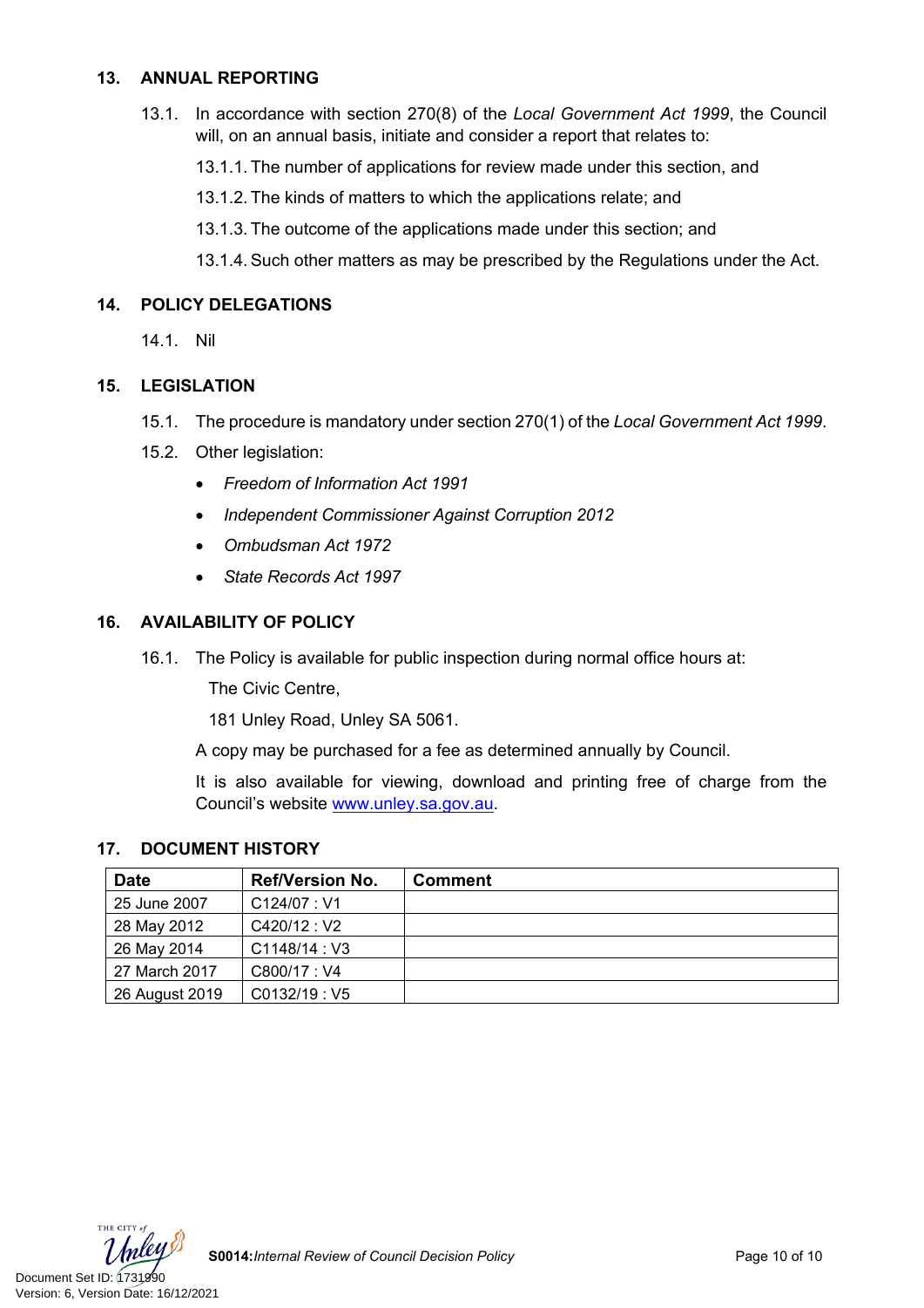## 13. ANNUAL REPORTING

13.1. In accordance with section 270(8) of the *Local Government Act 1999*, the Council will, on an annual basis, initiate and consider a report that relates to:

13.1.1. The number of applications for review made under this section, and

13.1.2. The kinds of matters to which the applications relate; and

13.1.3. The outcome of the applications made under this section; and

13.1.4. Such other matters as may be prescribed by the Regulations under the Act.

## 14. POLICY DELEGATIONS

14.1. Nil

## 15. LEGISLATION

15.1. The procedure is mandatory under section 270(1) of the *Local Government Act 1999*.

15.2. Other legislation:

- *Freedom of Information Act 1991*
- *Independent Commissioner Against Corruption 2012*
- *Ombudsman Act 1972*
- *State Records Act 1997*

## 16. AVAILABILITY OF POLICY

16.1. The Policy is available for public inspection during normal office hours at:

The Civic Centre,

181 Unley Road, Unley SA 5061.

A copy may be purchased for a fee as determined annually by Council.

It is also available for viewing, download and printing free of charge from the Council's website www.unley.sa.gov.au.

## 17. DOCUMENT HISTORY

| Date | Ref/Version No. | Comment |
|---|---|---|
| 25 June 2007 | C124/07 : V1 | |
| 28 May 2012 | C420/12 : V2 | |
| 26 May 2014 | C1148/14 : V3 | |
| 27 March 2017 | C800/17 : V4 | |
| 26 August 2019 | C0132/19 : V5 | |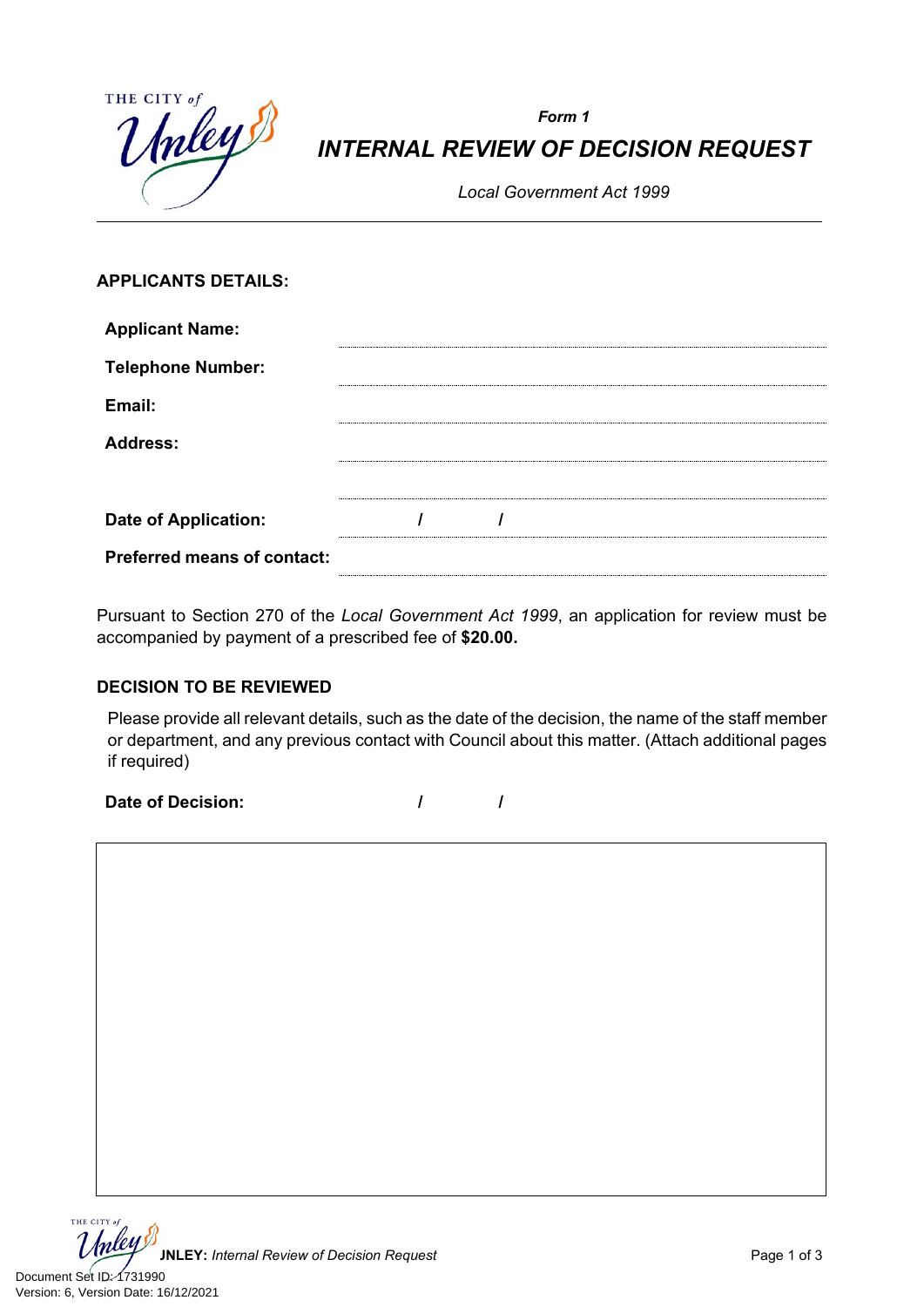*Form 1*

# *INTERNAL REVIEW OF DECISION REQUEST*

*Local Government Act 1999*

---

## APPLICANTS DETAILS:

| | |
|---|---|
| **Applicant Name:** | |
| **Telephone Number:** | |
| **Email:** | |
| **Address:** | |
| | |
| **Date of Application:** | / / |
| **Preferred means of contact:** | |

Pursuant to Section 270 of the *Local Government Act 1999*, an application for review must be accompanied by payment of a prescribed fee of **$20.00.**

## DECISION TO BE REVIEWED

Please provide all relevant details, such as the date of the decision, the name of the staff member or department, and any previous contact with Council about this matter. (Attach additional pages if required)

**Date of Decision:** / /

Document Set ID: 1731990
Version: 6, Version Date: 16/12/2021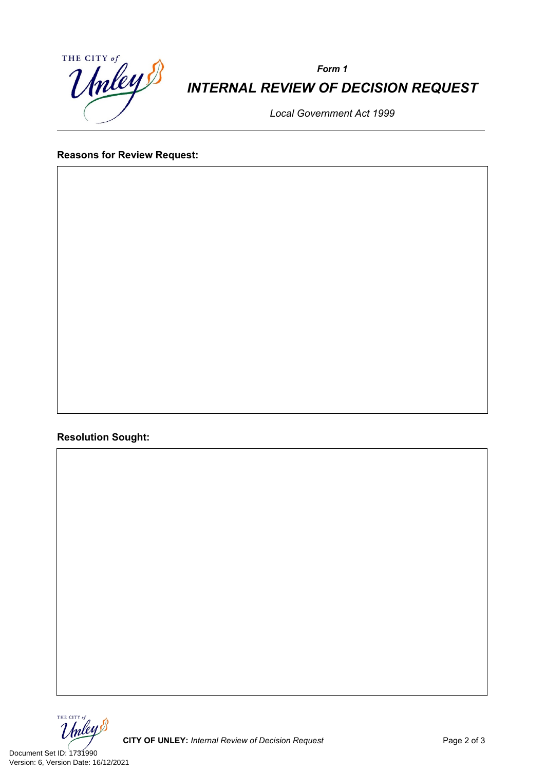*Form 1*

# *INTERNAL REVIEW OF DECISION REQUEST*

*Local Government Act 1999*

---

**Reasons for Review Request:**

**Resolution Sought:**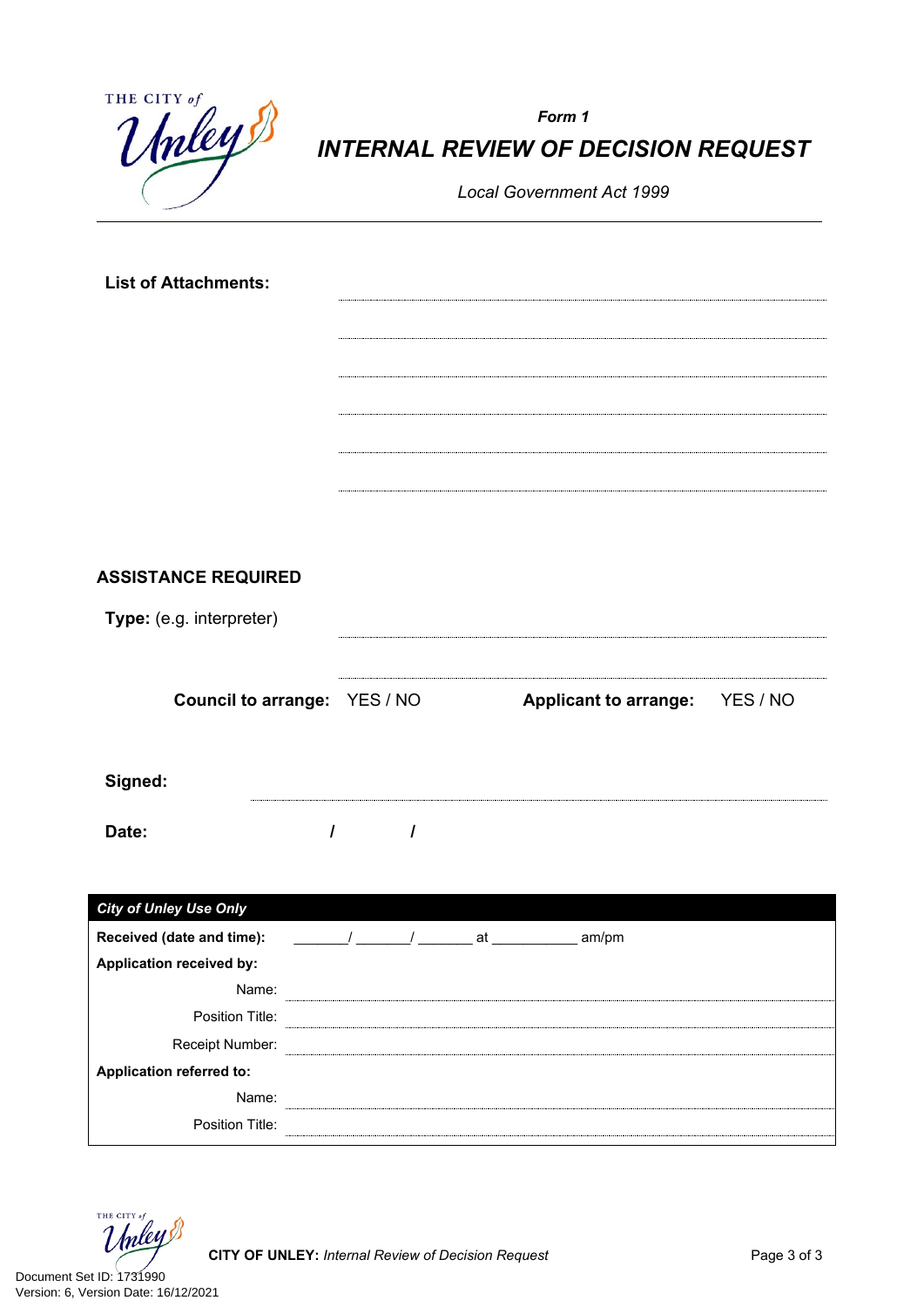*Form 1*

# *INTERNAL REVIEW OF DECISION REQUEST*

*Local Government Act 1999*

---

**List of Attachments:** ............................................................

............................................................

............................................................

............................................................

............................................................

............................................................

## ASSISTANCE REQUIRED

**Type:** (e.g. interpreter) ............................................................

............................................................

**Council to arrange:** YES / NO **Applicant to arrange:** YES / NO

**Signed:** ............................................................

**Date:** / /

| ***City of Unley Use Only*** | |
|---|---|
| **Received (date and time):** | _______/ _______/ _______ at ___________ am/pm |
| **Application received by:** | |
| Name: | |
| Position Title: | |
| Receipt Number: | |
| **Application referred to:** | |
| Name: | |
| Position Title: | |

Document Set ID: 1731990
Version: 6, Version Date: 16/12/2021